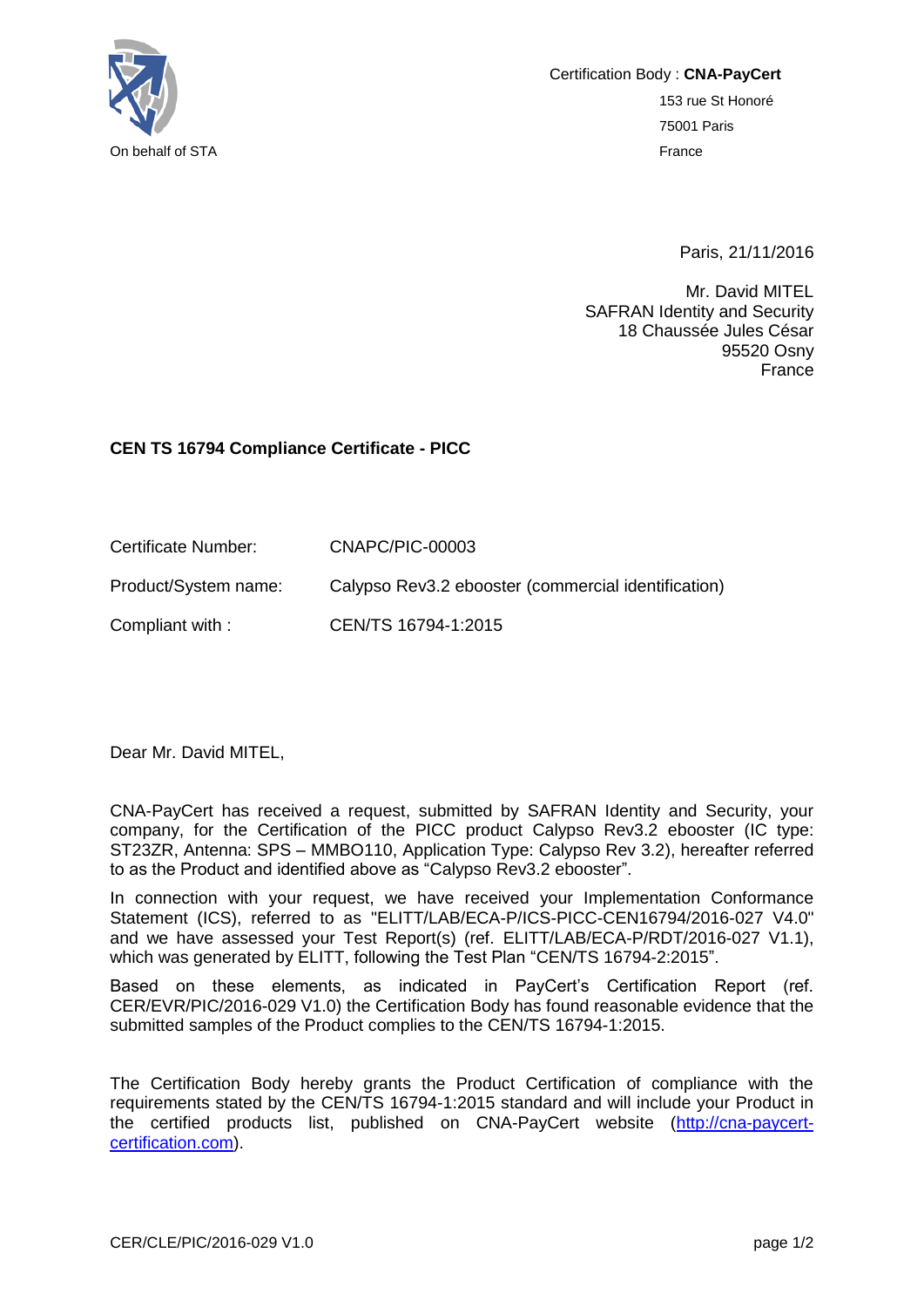On behalf of STA

Certification Body : **CNA-PayCert**
153 rue St Honoré
75001 Paris
France

Paris, 21/11/2016

Mr. David MITEL
SAFRAN Identity and Security
18 Chaussée Jules César
95520 Osny
France

**CEN TS 16794 Compliance Certificate - PICC**

| | |
|---|---|
| Certificate Number: | CNAPC/PIC-00003 |
| Product/System name: | Calypso Rev3.2 ebooster (commercial identification) |
| Compliant with : | CEN/TS 16794-1:2015 |

Dear Mr. David MITEL,

CNA-PayCert has received a request, submitted by SAFRAN Identity and Security, your company, for the Certification of the PICC product Calypso Rev3.2 ebooster (IC type: ST23ZR, Antenna: SPS – MMBO110, Application Type: Calypso Rev 3.2), hereafter referred to as the Product and identified above as "Calypso Rev3.2 ebooster".

In connection with your request, we have received your Implementation Conformance Statement (ICS), referred to as "ELITT/LAB/ECA-P/ICS-PICC-CEN16794/2016-027 V4.0" and we have assessed your Test Report(s) (ref. ELITT/LAB/ECA-P/RDT/2016-027 V1.1), which was generated by ELITT, following the Test Plan "CEN/TS 16794-2:2015".

Based on these elements, as indicated in PayCert's Certification Report (ref. CER/EVR/PIC/2016-029 V1.0) the Certification Body has found reasonable evidence that the submitted samples of the Product complies to the CEN/TS 16794-1:2015.

The Certification Body hereby grants the Product Certification of compliance with the requirements stated by the CEN/TS 16794-1:2015 standard and will include your Product in the certified products list, published on CNA-PayCert website ([http://cna-paycert-certification.com](http://cna-paycert-certification.com)).

CER/CLE/PIC/2016-029 V1.0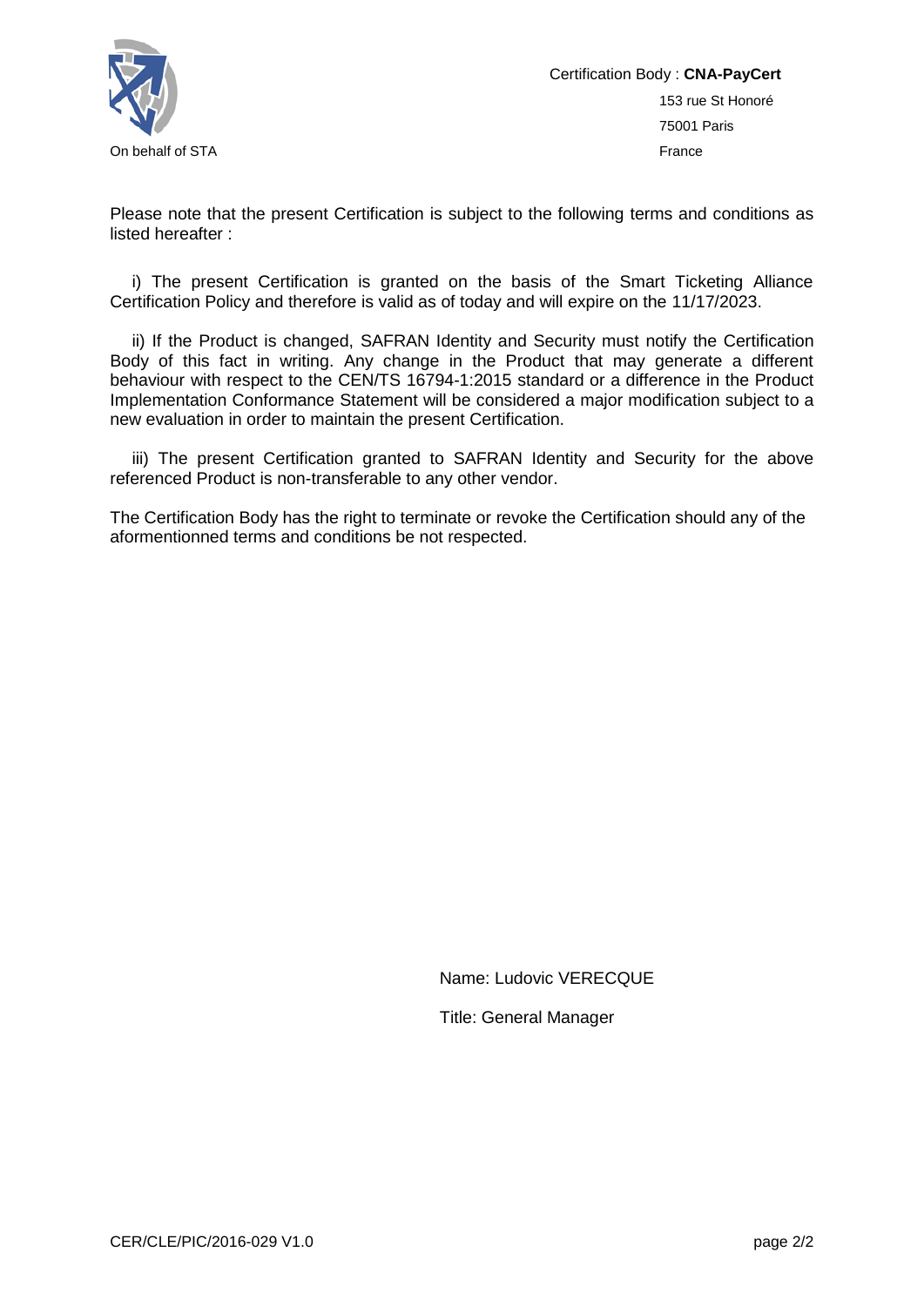On behalf of STA

Certification Body : **CNA-PayCert**
153 rue St Honoré
75001 Paris
France

Please note that the present Certification is subject to the following terms and conditions as listed hereafter :

i) The present Certification is granted on the basis of the Smart Ticketing Alliance Certification Policy and therefore is valid as of today and will expire on the 11/17/2023.

ii) If the Product is changed, SAFRAN Identity and Security must notify the Certification Body of this fact in writing. Any change in the Product that may generate a different behaviour with respect to the CEN/TS 16794-1:2015 standard or a difference in the Product Implementation Conformance Statement will be considered a major modification subject to a new evaluation in order to maintain the present Certification.

iii) The present Certification granted to SAFRAN Identity and Security for the above referenced Product is non-transferable to any other vendor.

The Certification Body has the right to terminate or revoke the Certification should any of the aformentionned terms and conditions be not respected.

Name: Ludovic VERECQUE

Title: General Manager

CER/CLE/PIC/2016-029 V1.0